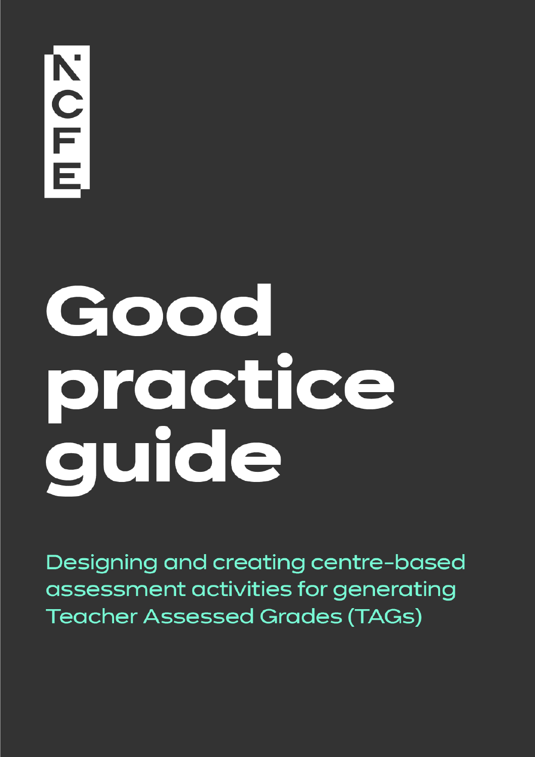NCFE

# Good practice guide

Designing and creating centre-based assessment activities for generating Teacher Assessed Grades (TAGs)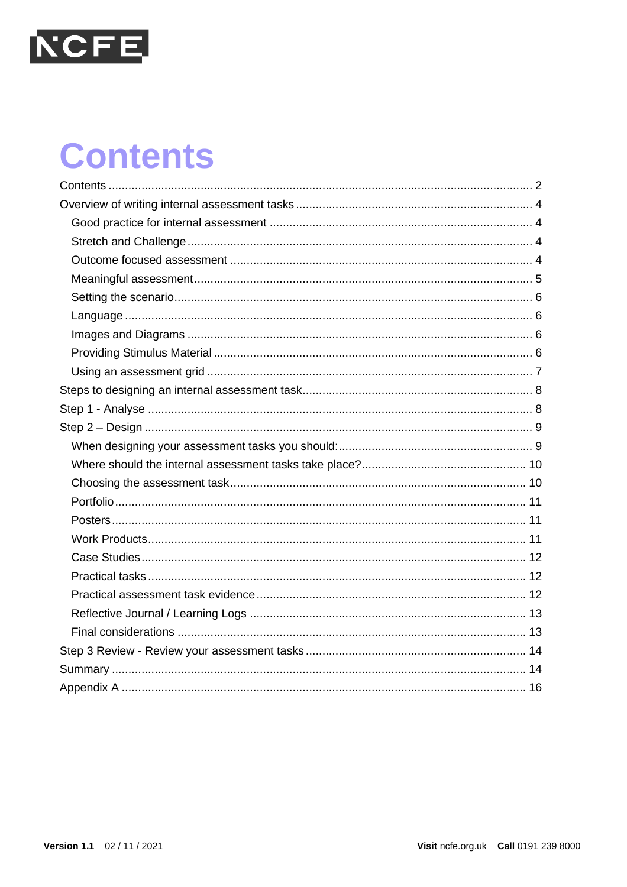# Contents

- Contents ..... 2
- Overview of writing internal assessment tasks ..... 4
  - Good practice for internal assessment ..... 4
  - Stretch and Challenge ..... 4
  - Outcome focused assessment ..... 4
  - Meaningful assessment ..... 5
  - Setting the scenario ..... 6
  - Language ..... 6
  - Images and Diagrams ..... 6
  - Providing Stimulus Material ..... 6
  - Using an assessment grid ..... 7
- Steps to designing an internal assessment task ..... 8
- Step 1 - Analyse ..... 8
- Step 2 – Design ..... 9
  - When designing your assessment tasks you should: ..... 9
  - Where should the internal assessment tasks take place? ..... 10
  - Choosing the assessment task ..... 10
  - Portfolio ..... 11
  - Posters ..... 11
  - Work Products ..... 11
  - Case Studies ..... 12
  - Practical tasks ..... 12
  - Practical assessment task evidence ..... 12
  - Reflective Journal / Learning Logs ..... 13
  - Final considerations ..... 13
- Step 3 Review - Review your assessment tasks ..... 14
- Summary ..... 14
- Appendix A ..... 16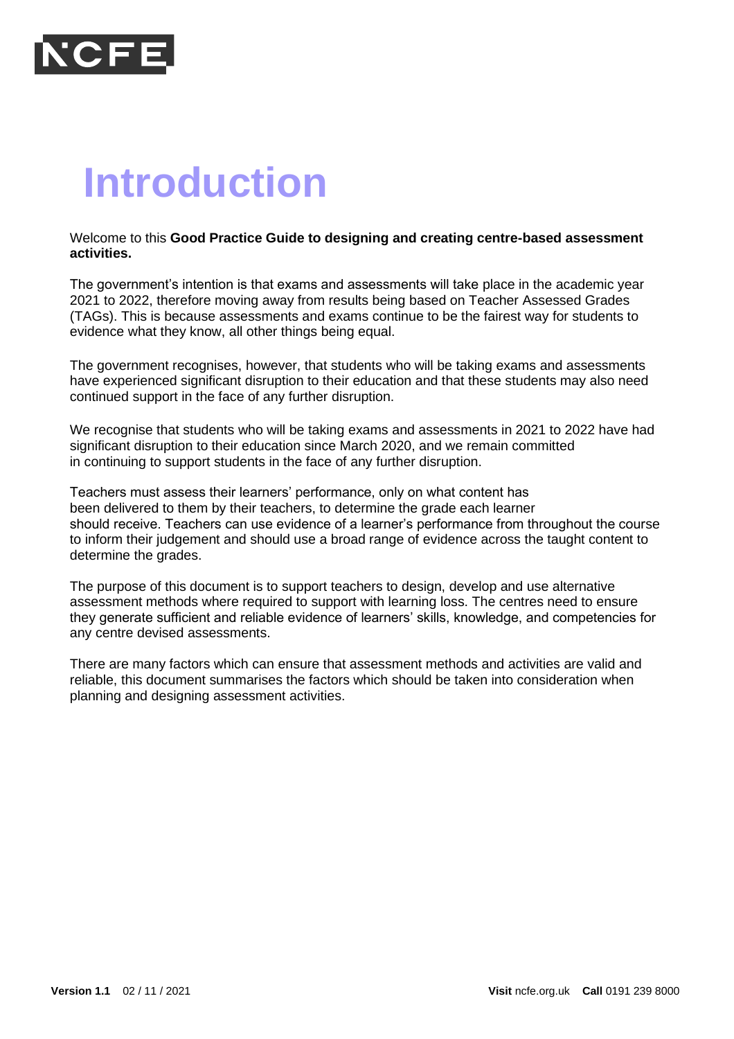# Introduction

Welcome to this **Good Practice Guide to designing and creating centre-based assessment activities.**

The government's intention is that exams and assessments will take place in the academic year 2021 to 2022, therefore moving away from results being based on Teacher Assessed Grades (TAGs). This is because assessments and exams continue to be the fairest way for students to evidence what they know, all other things being equal.

The government recognises, however, that students who will be taking exams and assessments have experienced significant disruption to their education and that these students may also need continued support in the face of any further disruption.

We recognise that students who will be taking exams and assessments in 2021 to 2022 have had significant disruption to their education since March 2020, and we remain committed in continuing to support students in the face of any further disruption.

Teachers must assess their learners' performance, only on what content has been delivered to them by their teachers, to determine the grade each learner should receive. Teachers can use evidence of a learner's performance from throughout the course to inform their judgement and should use a broad range of evidence across the taught content to determine the grades.

The purpose of this document is to support teachers to design, develop and use alternative assessment methods where required to support with learning loss. The centres need to ensure they generate sufficient and reliable evidence of learners' skills, knowledge, and competencies for any centre devised assessments.

There are many factors which can ensure that assessment methods and activities are valid and reliable, this document summarises the factors which should be taken into consideration when planning and designing assessment activities.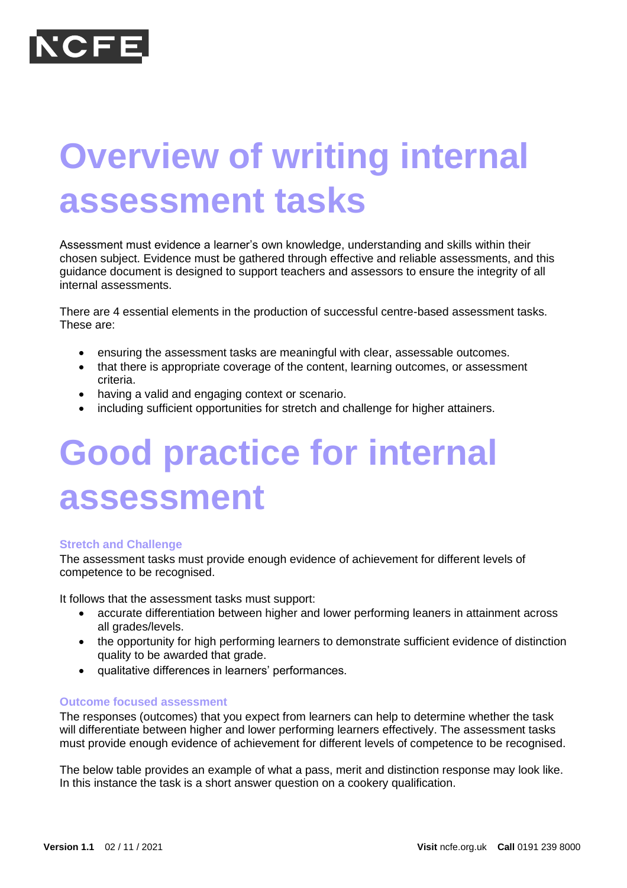# Overview of writing internal assessment tasks

Assessment must evidence a learner's own knowledge, understanding and skills within their chosen subject. Evidence must be gathered through effective and reliable assessments, and this guidance document is designed to support teachers and assessors to ensure the integrity of all internal assessments.

There are 4 essential elements in the production of successful centre-based assessment tasks. These are:

- ensuring the assessment tasks are meaningful with clear, assessable outcomes.
- that there is appropriate coverage of the content, learning outcomes, or assessment criteria.
- having a valid and engaging context or scenario.
- including sufficient opportunities for stretch and challenge for higher attainers.

# Good practice for internal assessment

### Stretch and Challenge

The assessment tasks must provide enough evidence of achievement for different levels of competence to be recognised.

It follows that the assessment tasks must support:

- accurate differentiation between higher and lower performing leaners in attainment across all grades/levels.
- the opportunity for high performing learners to demonstrate sufficient evidence of distinction quality to be awarded that grade.
- qualitative differences in learners' performances.

### Outcome focused assessment

The responses (outcomes) that you expect from learners can help to determine whether the task will differentiate between higher and lower performing learners effectively. The assessment tasks must provide enough evidence of achievement for different levels of competence to be recognised.

The below table provides an example of what a pass, merit and distinction response may look like. In this instance the task is a short answer question on a cookery qualification.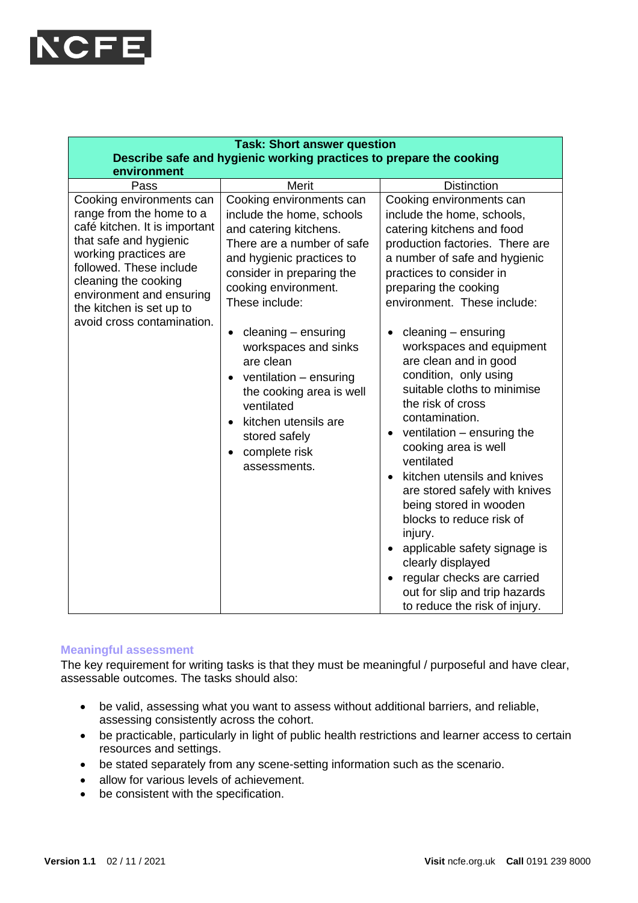| Task: Short answer question<br>Describe safe and hygienic working practices to prepare the cooking environment | | |
|---|---|---|
| Pass | Merit | Distinction |
| Cooking environments can range from the home to a café kitchen. It is important that safe and hygienic working practices are followed. These include cleaning the cooking environment and ensuring the kitchen is set up to avoid cross contamination. | Cooking environments can include the home, schools and catering kitchens. There are a number of safe and hygienic practices to consider in preparing the cooking environment. These include:<br><br>• cleaning – ensuring workspaces and sinks are clean<br>• ventilation – ensuring the cooking area is well ventilated<br>• kitchen utensils are stored safely<br>• complete risk assessments. | Cooking environments can include the home, schools, catering kitchens and food production factories. There are a number of safe and hygienic practices to consider in preparing the cooking environment. These include:<br><br>• cleaning – ensuring workspaces and equipment are clean and in good condition, only using suitable cloths to minimise the risk of cross contamination.<br>• ventilation – ensuring the cooking area is well ventilated<br>• kitchen utensils and knives are stored safely with knives being stored in wooden blocks to reduce risk of injury.<br>• applicable safety signage is clearly displayed<br>• regular checks are carried out for slip and trip hazards to reduce the risk of injury. |

### Meaningful assessment

The key requirement for writing tasks is that they must be meaningful / purposeful and have clear, assessable outcomes. The tasks should also:

- be valid, assessing what you want to assess without additional barriers, and reliable, assessing consistently across the cohort.
- be practicable, particularly in light of public health restrictions and learner access to certain resources and settings.
- be stated separately from any scene-setting information such as the scenario.
- allow for various levels of achievement.
- be consistent with the specification.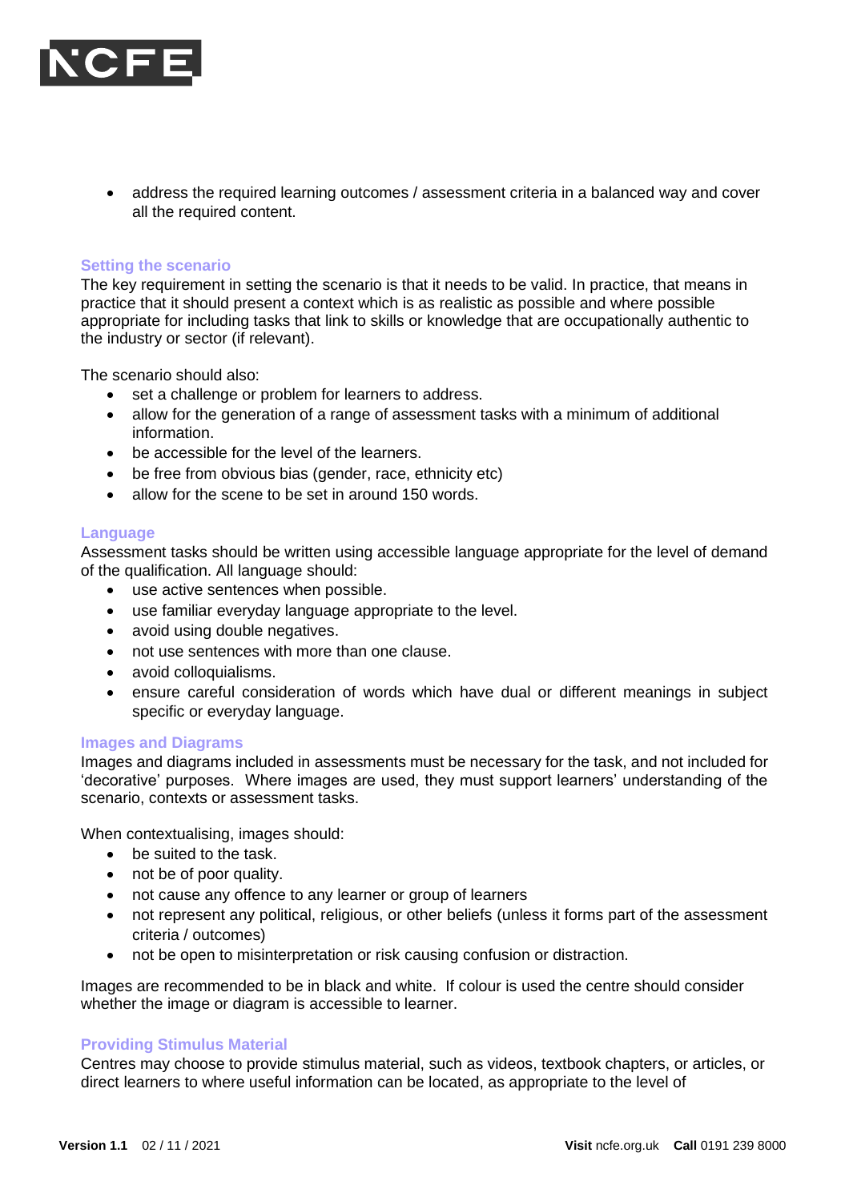- address the required learning outcomes / assessment criteria in a balanced way and cover all the required content.

### Setting the scenario

The key requirement in setting the scenario is that it needs to be valid. In practice, that means in practice that it should present a context which is as realistic as possible and where possible appropriate for including tasks that link to skills or knowledge that are occupationally authentic to the industry or sector (if relevant).

The scenario should also:

- set a challenge or problem for learners to address.
- allow for the generation of a range of assessment tasks with a minimum of additional information.
- be accessible for the level of the learners.
- be free from obvious bias (gender, race, ethnicity etc)
- allow for the scene to be set in around 150 words.

### Language

Assessment tasks should be written using accessible language appropriate for the level of demand of the qualification. All language should:

- use active sentences when possible.
- use familiar everyday language appropriate to the level.
- avoid using double negatives.
- not use sentences with more than one clause.
- avoid colloquialisms.
- ensure careful consideration of words which have dual or different meanings in subject specific or everyday language.

### Images and Diagrams

Images and diagrams included in assessments must be necessary for the task, and not included for 'decorative' purposes. Where images are used, they must support learners' understanding of the scenario, contexts or assessment tasks.

When contextualising, images should:

- be suited to the task.
- not be of poor quality.
- not cause any offence to any learner or group of learners
- not represent any political, religious, or other beliefs (unless it forms part of the assessment criteria / outcomes)
- not be open to misinterpretation or risk causing confusion or distraction.

Images are recommended to be in black and white. If colour is used the centre should consider whether the image or diagram is accessible to learner.

### Providing Stimulus Material

Centres may choose to provide stimulus material, such as videos, textbook chapters, or articles, or direct learners to where useful information can be located, as appropriate to the level of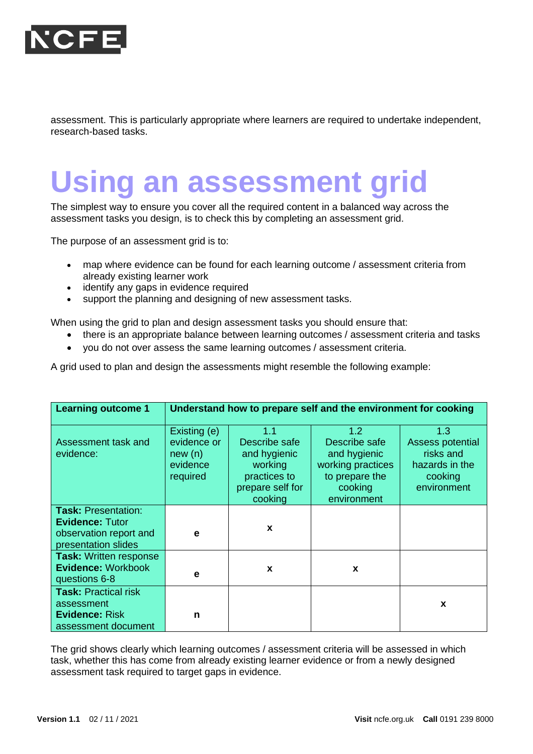assessment. This is particularly appropriate where learners are required to undertake independent, research-based tasks.

# Using an assessment grid

The simplest way to ensure you cover all the required content in a balanced way across the assessment tasks you design, is to check this by completing an assessment grid.

The purpose of an assessment grid is to:

- map where evidence can be found for each learning outcome / assessment criteria from already existing learner work
- identify any gaps in evidence required
- support the planning and designing of new assessment tasks.

When using the grid to plan and design assessment tasks you should ensure that:

- there is an appropriate balance between learning outcomes / assessment criteria and tasks
- you do not over assess the same learning outcomes / assessment criteria.

A grid used to plan and design the assessments might resemble the following example:

| **Learning outcome 1** | **Understand how to prepare self and the environment for cooking** | | | |
|---|---|---|---|---|
| Assessment task and evidence: | Existing (e) evidence or new (n) evidence required | 1.1 Describe safe and hygienic working practices to prepare self for cooking | 1.2 Describe safe and hygienic working practices to prepare the cooking environment | 1.3 Assess potential risks and hazards in the cooking environment |
| **Task:** Presentation: **Evidence:** Tutor observation report and presentation slides | **e** | **x** | | |
| **Task:** Written response **Evidence:** Workbook questions 6-8 | **e** | **x** | **x** | |
| **Task:** Practical risk assessment **Evidence:** Risk assessment document | **n** | | | **x** |

The grid shows clearly which learning outcomes / assessment criteria will be assessed in which task, whether this has come from already existing learner evidence or from a newly designed assessment task required to target gaps in evidence.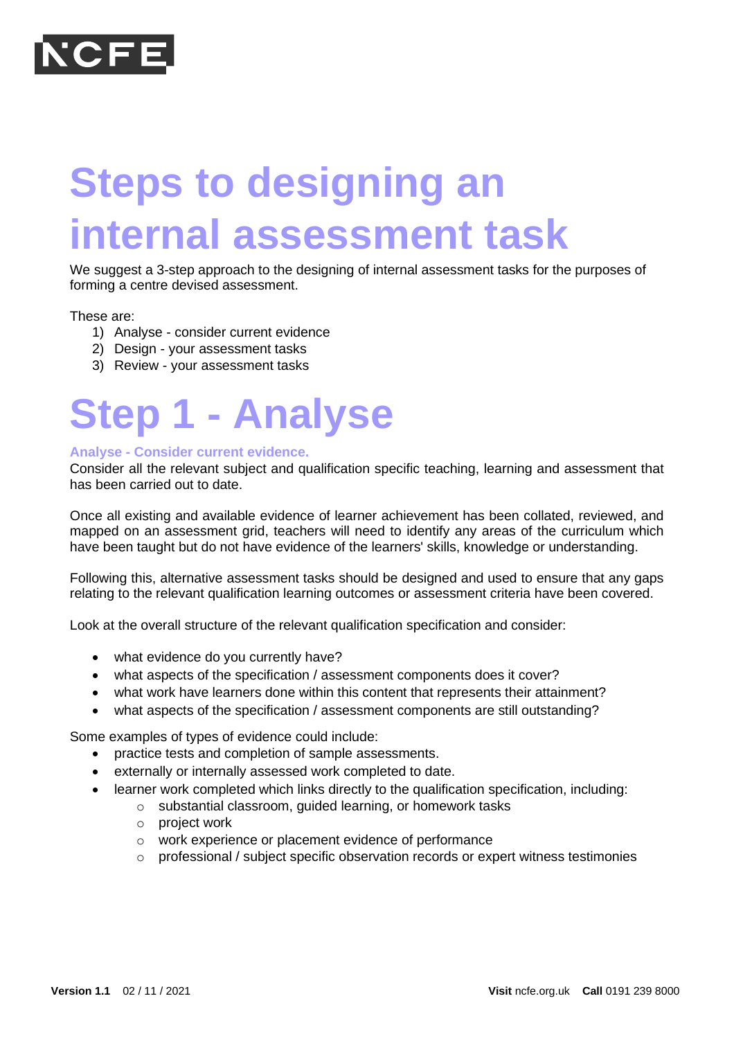# Steps to designing an internal assessment task

We suggest a 3-step approach to the designing of internal assessment tasks for the purposes of forming a centre devised assessment.

These are:

1) Analyse - consider current evidence
2) Design - your assessment tasks
3) Review - your assessment tasks

# Step 1 - Analyse

### Analyse - Consider current evidence.

Consider all the relevant subject and qualification specific teaching, learning and assessment that has been carried out to date.

Once all existing and available evidence of learner achievement has been collated, reviewed, and mapped on an assessment grid, teachers will need to identify any areas of the curriculum which have been taught but do not have evidence of the learners' skills, knowledge or understanding.

Following this, alternative assessment tasks should be designed and used to ensure that any gaps relating to the relevant qualification learning outcomes or assessment criteria have been covered.

Look at the overall structure of the relevant qualification specification and consider:

- what evidence do you currently have?
- what aspects of the specification / assessment components does it cover?
- what work have learners done within this content that represents their attainment?
- what aspects of the specification / assessment components are still outstanding?

Some examples of types of evidence could include:

- practice tests and completion of sample assessments.
- externally or internally assessed work completed to date.
- learner work completed which links directly to the qualification specification, including:
    - substantial classroom, guided learning, or homework tasks
    - project work
    - work experience or placement evidence of performance
    - professional / subject specific observation records or expert witness testimonies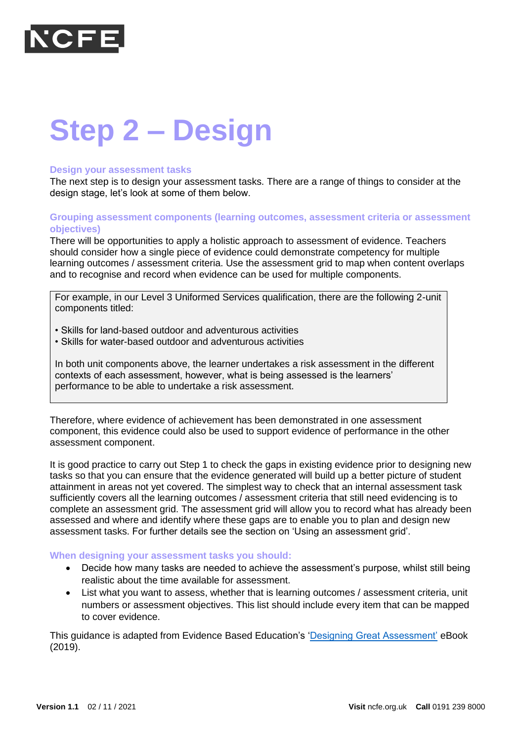# Step 2 – Design

### Design your assessment tasks

The next step is to design your assessment tasks. There are a range of things to consider at the design stage, let's look at some of them below.

### Grouping assessment components (learning outcomes, assessment criteria or assessment objectives)

There will be opportunities to apply a holistic approach to assessment of evidence. Teachers should consider how a single piece of evidence could demonstrate competency for multiple learning outcomes / assessment criteria. Use the assessment grid to map when content overlaps and to recognise and record when evidence can be used for multiple components.

> For example, in our Level 3 Uniformed Services qualification, there are the following 2-unit components titled:
>
> • Skills for land-based outdoor and adventurous activities
> • Skills for water-based outdoor and adventurous activities
>
> In both unit components above, the learner undertakes a risk assessment in the different contexts of each assessment, however, what is being assessed is the learners' performance to be able to undertake a risk assessment.

Therefore, where evidence of achievement has been demonstrated in one assessment component, this evidence could also be used to support evidence of performance in the other assessment component.

It is good practice to carry out Step 1 to check the gaps in existing evidence prior to designing new tasks so that you can ensure that the evidence generated will build up a better picture of student attainment in areas not yet covered. The simplest way to check that an internal assessment task sufficiently covers all the learning outcomes / assessment criteria that still need evidencing is to complete an assessment grid. The assessment grid will allow you to record what has already been assessed and where and identify where these gaps are to enable you to plan and design new assessment tasks. For further details see the section on 'Using an assessment grid'.

### When designing your assessment tasks you should:

- Decide how many tasks are needed to achieve the assessment's purpose, whilst still being realistic about the time available for assessment.
- List what you want to assess, whether that is learning outcomes / assessment criteria, unit numbers or assessment objectives. This list should include every item that can be mapped to cover evidence.

This guidance is adapted from Evidence Based Education's 'Designing Great Assessment' eBook (2019).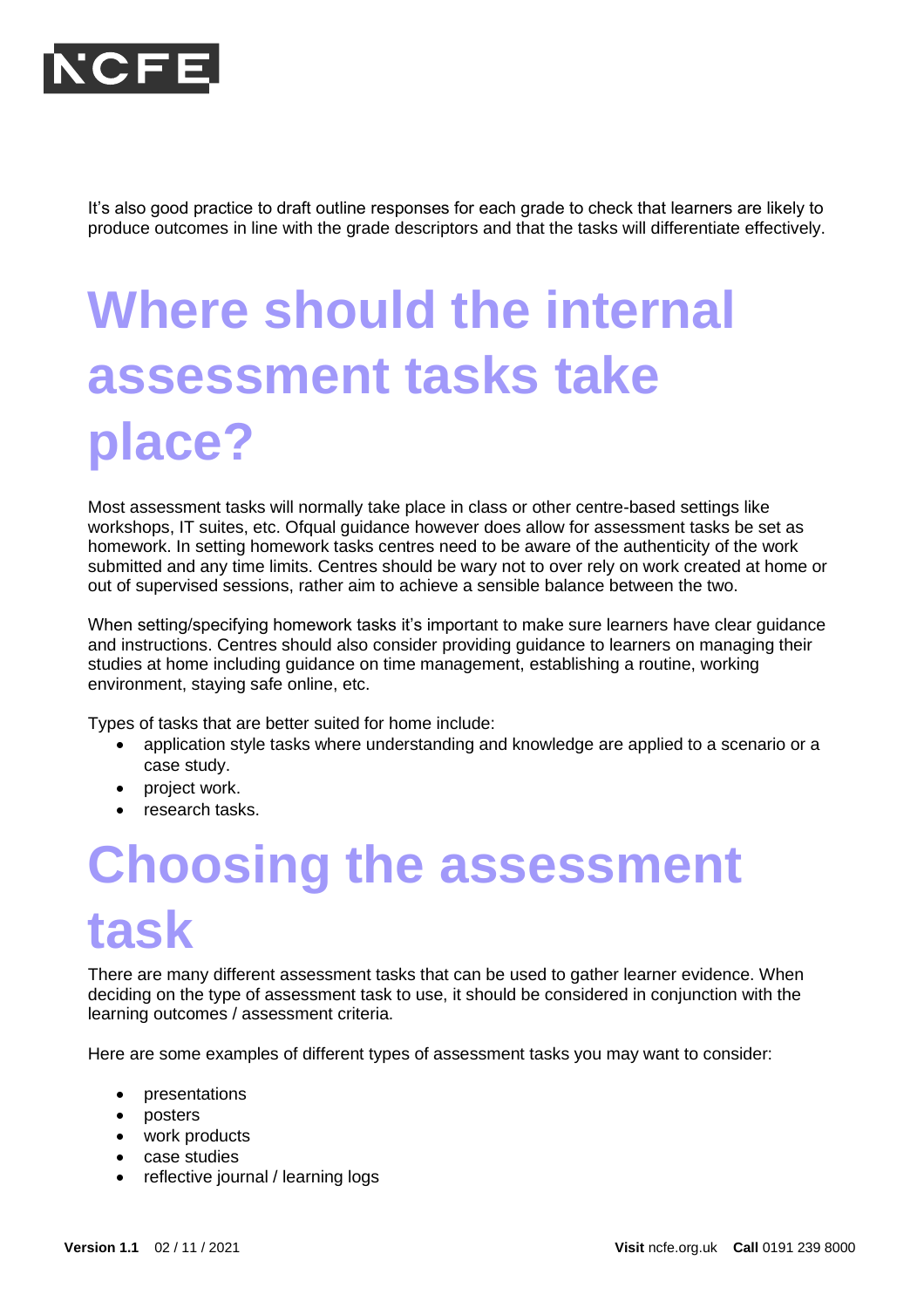It's also good practice to draft outline responses for each grade to check that learners are likely to produce outcomes in line with the grade descriptors and that the tasks will differentiate effectively.

# Where should the internal assessment tasks take place?

Most assessment tasks will normally take place in class or other centre-based settings like workshops, IT suites, etc. Ofqual guidance however does allow for assessment tasks be set as homework. In setting homework tasks centres need to be aware of the authenticity of the work submitted and any time limits. Centres should be wary not to over rely on work created at home or out of supervised sessions, rather aim to achieve a sensible balance between the two.

When setting/specifying homework tasks it's important to make sure learners have clear guidance and instructions. Centres should also consider providing guidance to learners on managing their studies at home including guidance on time management, establishing a routine, working environment, staying safe online, etc.

Types of tasks that are better suited for home include:

- application style tasks where understanding and knowledge are applied to a scenario or a case study.
- project work.
- research tasks.

# Choosing the assessment task

There are many different assessment tasks that can be used to gather learner evidence. When deciding on the type of assessment task to use, it should be considered in conjunction with the learning outcomes / assessment criteria.

Here are some examples of different types of assessment tasks you may want to consider:

- presentations
- posters
- work products
- case studies
- reflective journal / learning logs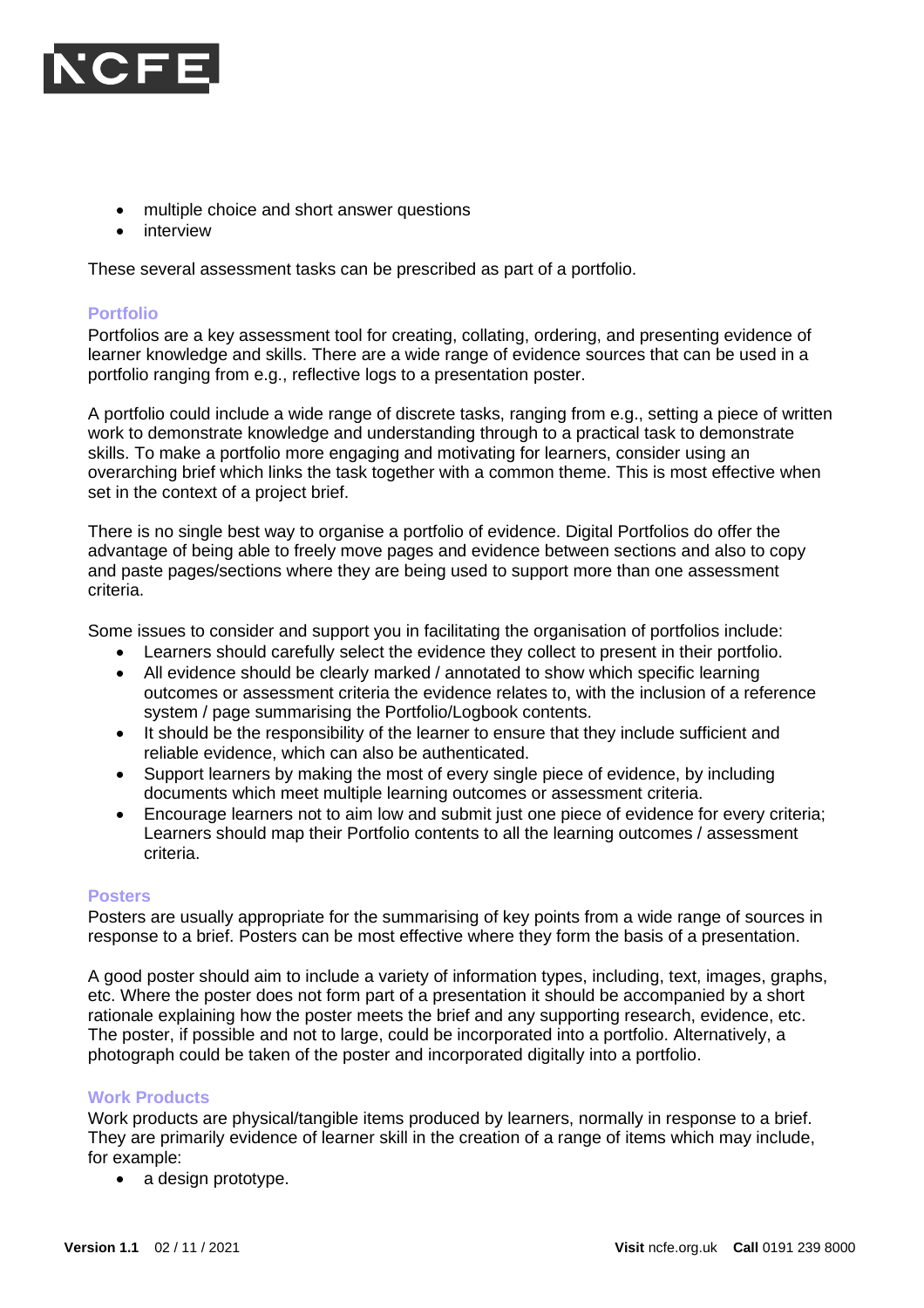- multiple choice and short answer questions
- interview

These several assessment tasks can be prescribed as part of a portfolio.

### Portfolio

Portfolios are a key assessment tool for creating, collating, ordering, and presenting evidence of learner knowledge and skills. There are a wide range of evidence sources that can be used in a portfolio ranging from e.g., reflective logs to a presentation poster.

A portfolio could include a wide range of discrete tasks, ranging from e.g., setting a piece of written work to demonstrate knowledge and understanding through to a practical task to demonstrate skills. To make a portfolio more engaging and motivating for learners, consider using an overarching brief which links the task together with a common theme. This is most effective when set in the context of a project brief.

There is no single best way to organise a portfolio of evidence. Digital Portfolios do offer the advantage of being able to freely move pages and evidence between sections and also to copy and paste pages/sections where they are being used to support more than one assessment criteria.

Some issues to consider and support you in facilitating the organisation of portfolios include:

- Learners should carefully select the evidence they collect to present in their portfolio.
- All evidence should be clearly marked / annotated to show which specific learning outcomes or assessment criteria the evidence relates to, with the inclusion of a reference system / page summarising the Portfolio/Logbook contents.
- It should be the responsibility of the learner to ensure that they include sufficient and reliable evidence, which can also be authenticated.
- Support learners by making the most of every single piece of evidence, by including documents which meet multiple learning outcomes or assessment criteria.
- Encourage learners not to aim low and submit just one piece of evidence for every criteria; Learners should map their Portfolio contents to all the learning outcomes / assessment criteria.

### Posters

Posters are usually appropriate for the summarising of key points from a wide range of sources in response to a brief. Posters can be most effective where they form the basis of a presentation.

A good poster should aim to include a variety of information types, including, text, images, graphs, etc. Where the poster does not form part of a presentation it should be accompanied by a short rationale explaining how the poster meets the brief and any supporting research, evidence, etc. The poster, if possible and not to large, could be incorporated into a portfolio. Alternatively, a photograph could be taken of the poster and incorporated digitally into a portfolio.

### Work Products

Work products are physical/tangible items produced by learners, normally in response to a brief. They are primarily evidence of learner skill in the creation of a range of items which may include, for example:

- a design prototype.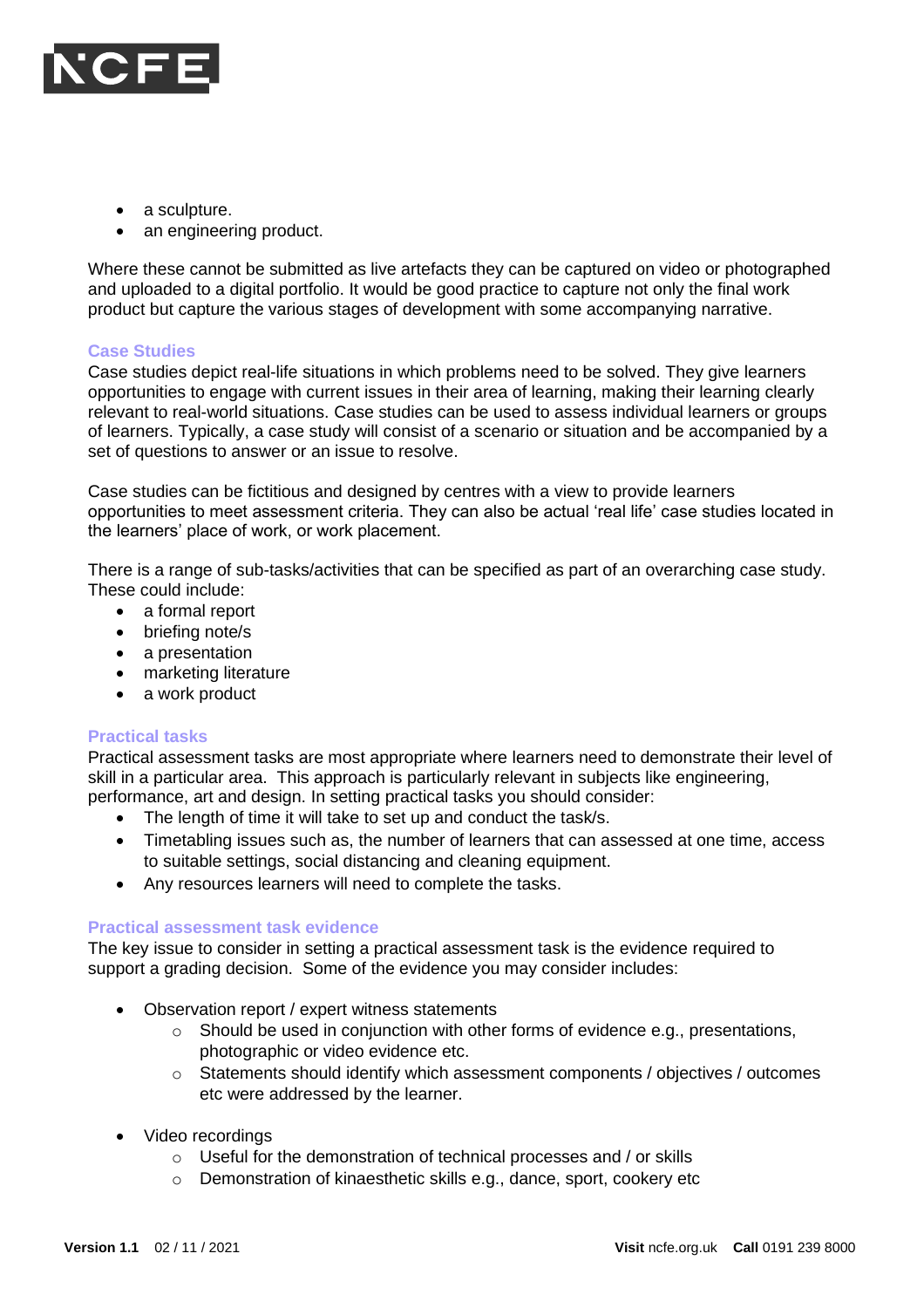- a sculpture.
- an engineering product.

Where these cannot be submitted as live artefacts they can be captured on video or photographed and uploaded to a digital portfolio. It would be good practice to capture not only the final work product but capture the various stages of development with some accompanying narrative.

### Case Studies

Case studies depict real-life situations in which problems need to be solved. They give learners opportunities to engage with current issues in their area of learning, making their learning clearly relevant to real-world situations. Case studies can be used to assess individual learners or groups of learners. Typically, a case study will consist of a scenario or situation and be accompanied by a set of questions to answer or an issue to resolve.

Case studies can be fictitious and designed by centres with a view to provide learners opportunities to meet assessment criteria. They can also be actual 'real life' case studies located in the learners' place of work, or work placement.

There is a range of sub-tasks/activities that can be specified as part of an overarching case study. These could include:

- a formal report
- briefing note/s
- a presentation
- marketing literature
- a work product

### Practical tasks

Practical assessment tasks are most appropriate where learners need to demonstrate their level of skill in a particular area. This approach is particularly relevant in subjects like engineering, performance, art and design. In setting practical tasks you should consider:

- The length of time it will take to set up and conduct the task/s.
- Timetabling issues such as, the number of learners that can assessed at one time, access to suitable settings, social distancing and cleaning equipment.
- Any resources learners will need to complete the tasks.

### Practical assessment task evidence

The key issue to consider in setting a practical assessment task is the evidence required to support a grading decision. Some of the evidence you may consider includes:

- Observation report / expert witness statements
  - Should be used in conjunction with other forms of evidence e.g., presentations, photographic or video evidence etc.
  - Statements should identify which assessment components / objectives / outcomes etc were addressed by the learner.

- Video recordings
  - Useful for the demonstration of technical processes and / or skills
  - Demonstration of kinaesthetic skills e.g., dance, sport, cookery etc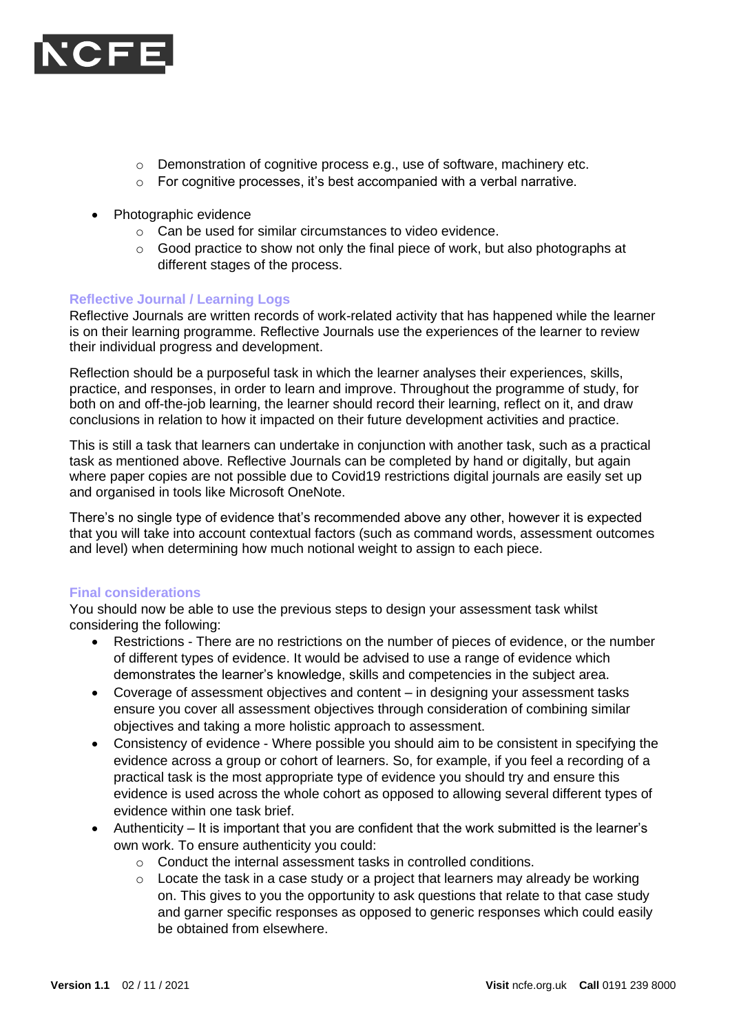- Demonstration of cognitive process e.g., use of software, machinery etc.
  - For cognitive processes, it's best accompanied with a verbal narrative.

- Photographic evidence
  - Can be used for similar circumstances to video evidence.
  - Good practice to show not only the final piece of work, but also photographs at different stages of the process.

### Reflective Journal / Learning Logs

Reflective Journals are written records of work-related activity that has happened while the learner is on their learning programme. Reflective Journals use the experiences of the learner to review their individual progress and development.

Reflection should be a purposeful task in which the learner analyses their experiences, skills, practice, and responses, in order to learn and improve. Throughout the programme of study, for both on and off-the-job learning, the learner should record their learning, reflect on it, and draw conclusions in relation to how it impacted on their future development activities and practice.

This is still a task that learners can undertake in conjunction with another task, such as a practical task as mentioned above. Reflective Journals can be completed by hand or digitally, but again where paper copies are not possible due to Covid19 restrictions digital journals are easily set up and organised in tools like Microsoft OneNote.

There's no single type of evidence that's recommended above any other, however it is expected that you will take into account contextual factors (such as command words, assessment outcomes and level) when determining how much notional weight to assign to each piece.

### Final considerations

You should now be able to use the previous steps to design your assessment task whilst considering the following:

- Restrictions - There are no restrictions on the number of pieces of evidence, or the number of different types of evidence. It would be advised to use a range of evidence which demonstrates the learner's knowledge, skills and competencies in the subject area.
- Coverage of assessment objectives and content – in designing your assessment tasks ensure you cover all assessment objectives through consideration of combining similar objectives and taking a more holistic approach to assessment.
- Consistency of evidence - Where possible you should aim to be consistent in specifying the evidence across a group or cohort of learners. So, for example, if you feel a recording of a practical task is the most appropriate type of evidence you should try and ensure this evidence is used across the whole cohort as opposed to allowing several different types of evidence within one task brief.
- Authenticity – It is important that you are confident that the work submitted is the learner's own work. To ensure authenticity you could:
  - Conduct the internal assessment tasks in controlled conditions.
  - Locate the task in a case study or a project that learners may already be working on. This gives to you the opportunity to ask questions that relate to that case study and garner specific responses as opposed to generic responses which could easily be obtained from elsewhere.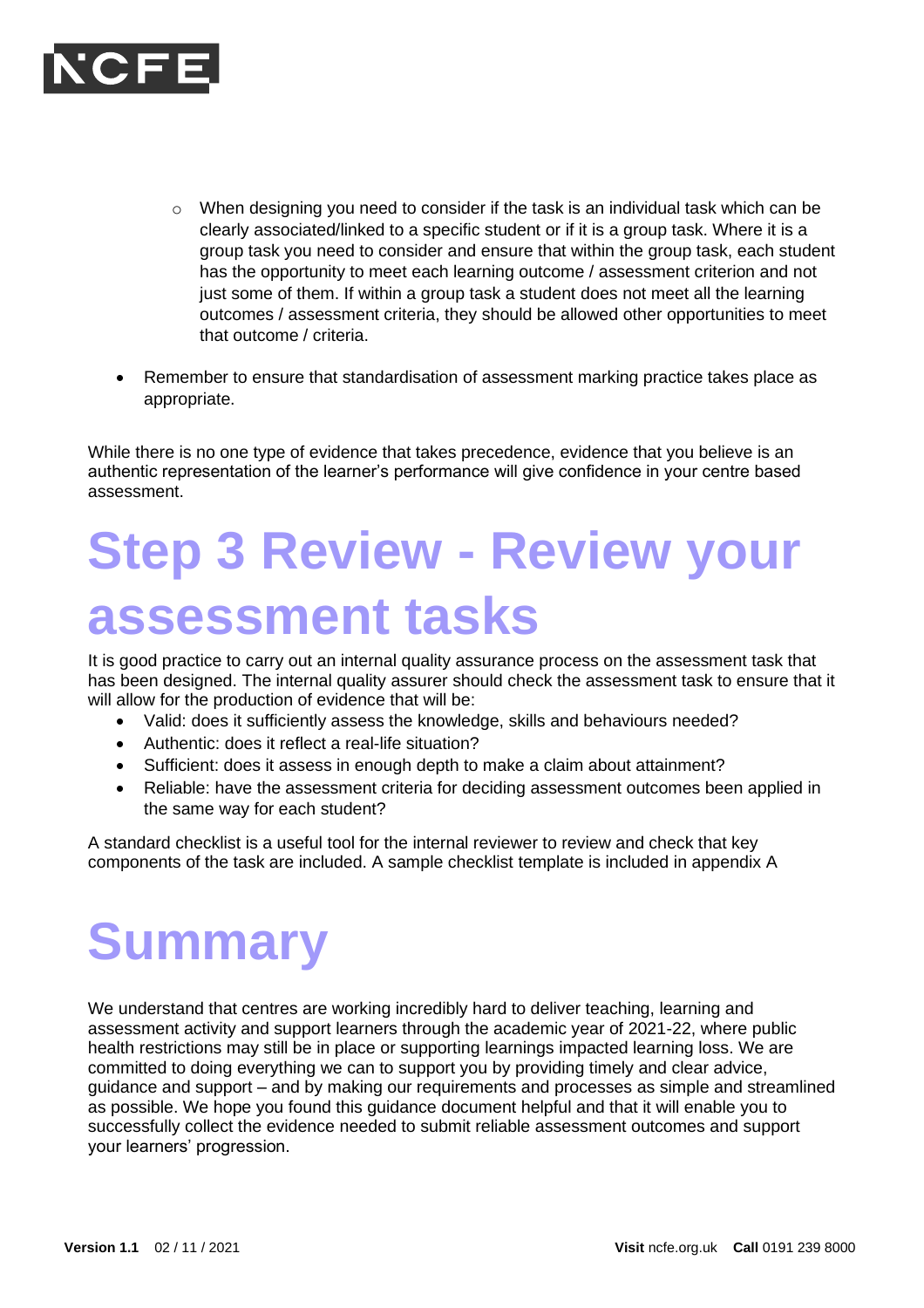- When designing you need to consider if the task is an individual task which can be clearly associated/linked to a specific student or if it is a group task. Where it is a group task you need to consider and ensure that within the group task, each student has the opportunity to meet each learning outcome / assessment criterion and not just some of them. If within a group task a student does not meet all the learning outcomes / assessment criteria, they should be allowed other opportunities to meet that outcome / criteria.

- Remember to ensure that standardisation of assessment marking practice takes place as appropriate.

While there is no one type of evidence that takes precedence, evidence that you believe is an authentic representation of the learner's performance will give confidence in your centre based assessment.

# Step 3 Review - Review your assessment tasks

It is good practice to carry out an internal quality assurance process on the assessment task that has been designed. The internal quality assurer should check the assessment task to ensure that it will allow for the production of evidence that will be:

- Valid: does it sufficiently assess the knowledge, skills and behaviours needed?
- Authentic: does it reflect a real-life situation?
- Sufficient: does it assess in enough depth to make a claim about attainment?
- Reliable: have the assessment criteria for deciding assessment outcomes been applied in the same way for each student?

A standard checklist is a useful tool for the internal reviewer to review and check that key components of the task are included. A sample checklist template is included in appendix A

# Summary

We understand that centres are working incredibly hard to deliver teaching, learning and assessment activity and support learners through the academic year of 2021-22, where public health restrictions may still be in place or supporting learnings impacted learning loss. We are committed to doing everything we can to support you by providing timely and clear advice, guidance and support – and by making our requirements and processes as simple and streamlined as possible. We hope you found this guidance document helpful and that it will enable you to successfully collect the evidence needed to submit reliable assessment outcomes and support your learners' progression.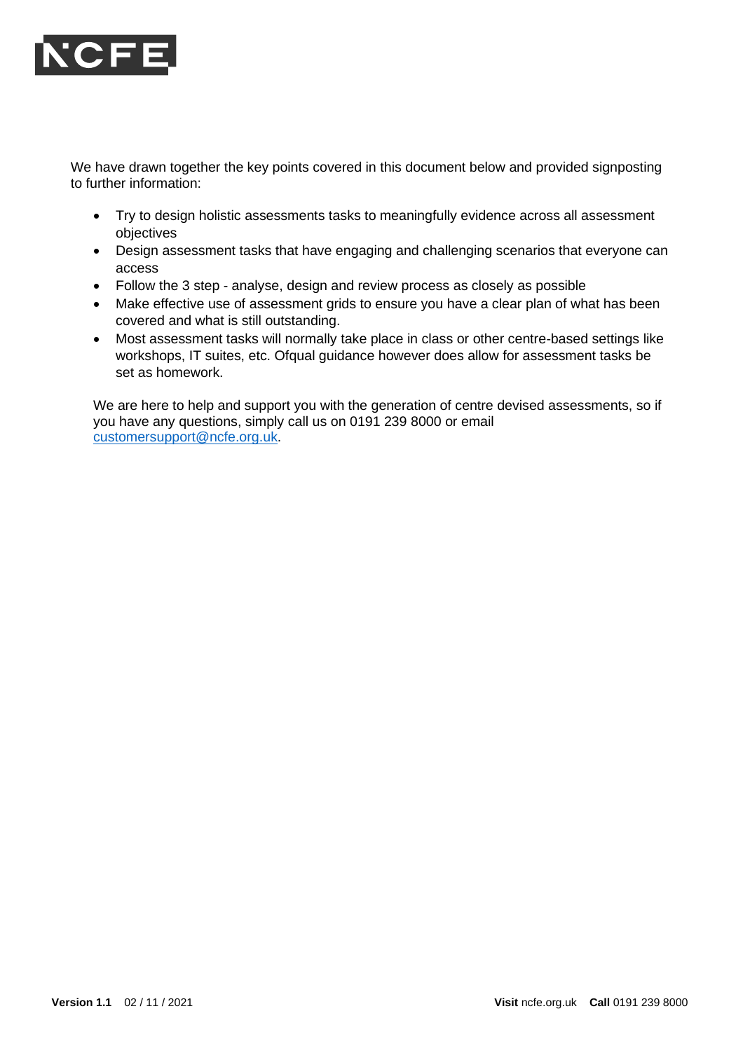We have drawn together the key points covered in this document below and provided signposting to further information:

- Try to design holistic assessments tasks to meaningfully evidence across all assessment objectives
- Design assessment tasks that have engaging and challenging scenarios that everyone can access
- Follow the 3 step - analyse, design and review process as closely as possible
- Make effective use of assessment grids to ensure you have a clear plan of what has been covered and what is still outstanding.
- Most assessment tasks will normally take place in class or other centre-based settings like workshops, IT suites, etc. Ofqual guidance however does allow for assessment tasks be set as homework.

We are here to help and support you with the generation of centre devised assessments, so if you have any questions, simply call us on 0191 239 8000 or email customersupport@ncfe.org.uk.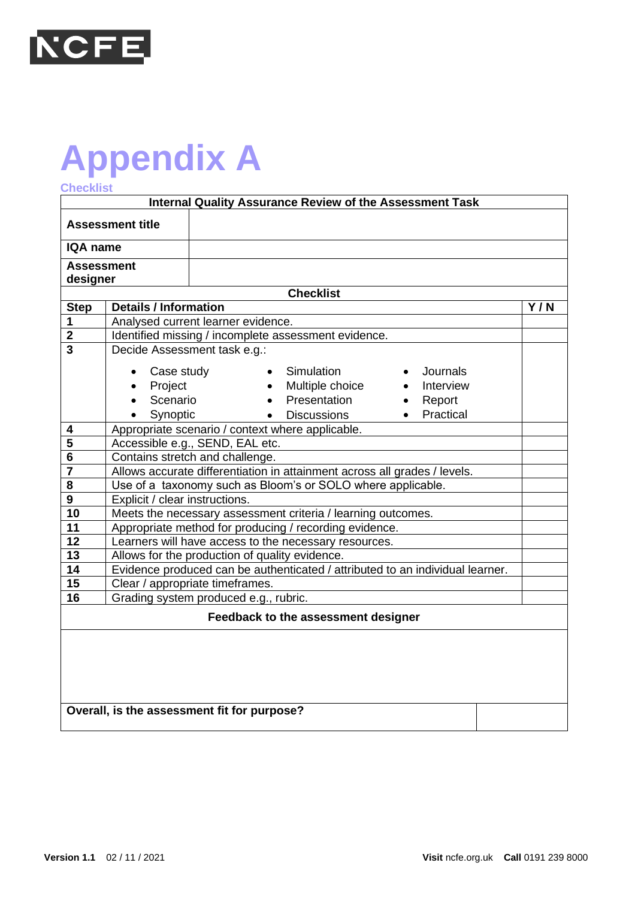# Appendix A

Checklist

| Internal Quality Assurance Review of the Assessment Task | |
|---|---|
| **Assessment title** | |
| **IQA name** | |
| **Assessment designer** | |

**Checklist**

| Step | Details / Information | Y / N |
|---|---|---|
| 1 | Analysed current learner evidence. | |
| 2 | Identified missing / incomplete assessment evidence. | |
| 3 | Decide Assessment task e.g.:<br>• Case study • Simulation • Journals<br>• Project • Multiple choice • Interview<br>• Scenario • Presentation • Report<br>• Synoptic • Discussions • Practical | |
| 4 | Appropriate scenario / context where applicable. | |
| 5 | Accessible e.g., SEND, EAL etc. | |
| 6 | Contains stretch and challenge. | |
| 7 | Allows accurate differentiation in attainment across all grades / levels. | |
| 8 | Use of a taxonomy such as Bloom's or SOLO where applicable. | |
| 9 | Explicit / clear instructions. | |
| 10 | Meets the necessary assessment criteria / learning outcomes. | |
| 11 | Appropriate method for producing / recording evidence. | |
| 12 | Learners will have access to the necessary resources. | |
| 13 | Allows for the production of quality evidence. | |
| 14 | Evidence produced can be authenticated / attributed to an individual learner. | |
| 15 | Clear / appropriate timeframes. | |
| 16 | Grading system produced e.g., rubric. | |

| Feedback to the assessment designer | |
|---|---|
| | |
| **Overall, is the assessment fit for purpose?** | |

**Version 1.1** 02 / 11 / 2021

**Visit** ncfe.org.uk **Call** 0191 239 8000